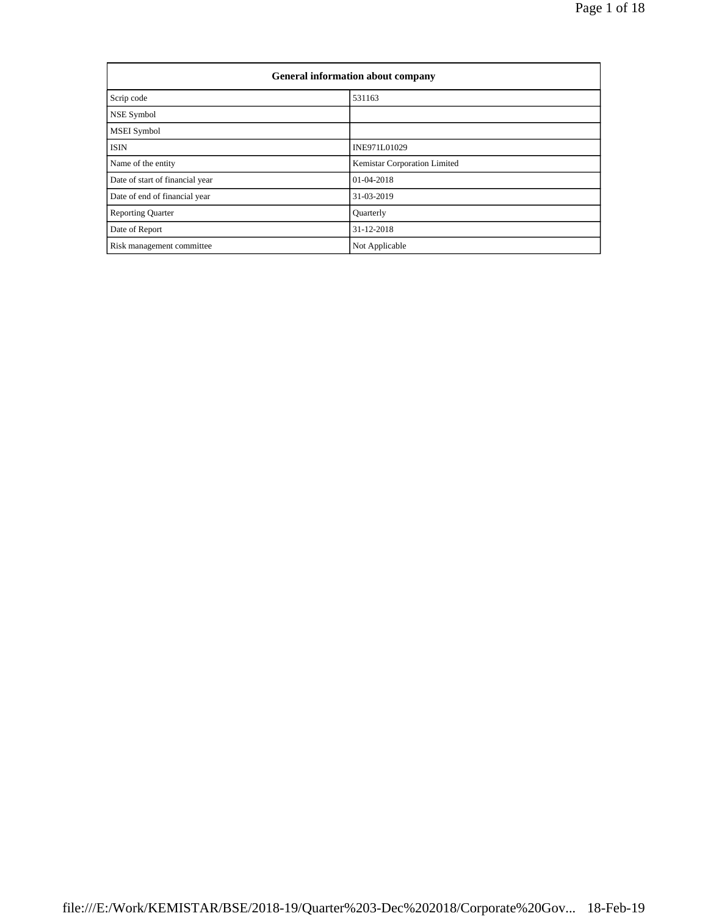| General information about company | |
|---|---|
| Scrip code | 531163 |
| NSE Symbol | |
| MSEI Symbol | |
| ISIN | INE971L01029 |
| Name of the entity | Kemistar Corporation Limited |
| Date of start of financial year | 01-04-2018 |
| Date of end of financial year | 31-03-2019 |
| Reporting Quarter | Quarterly |
| Date of Report | 31-12-2018 |
| Risk management committee | Not Applicable |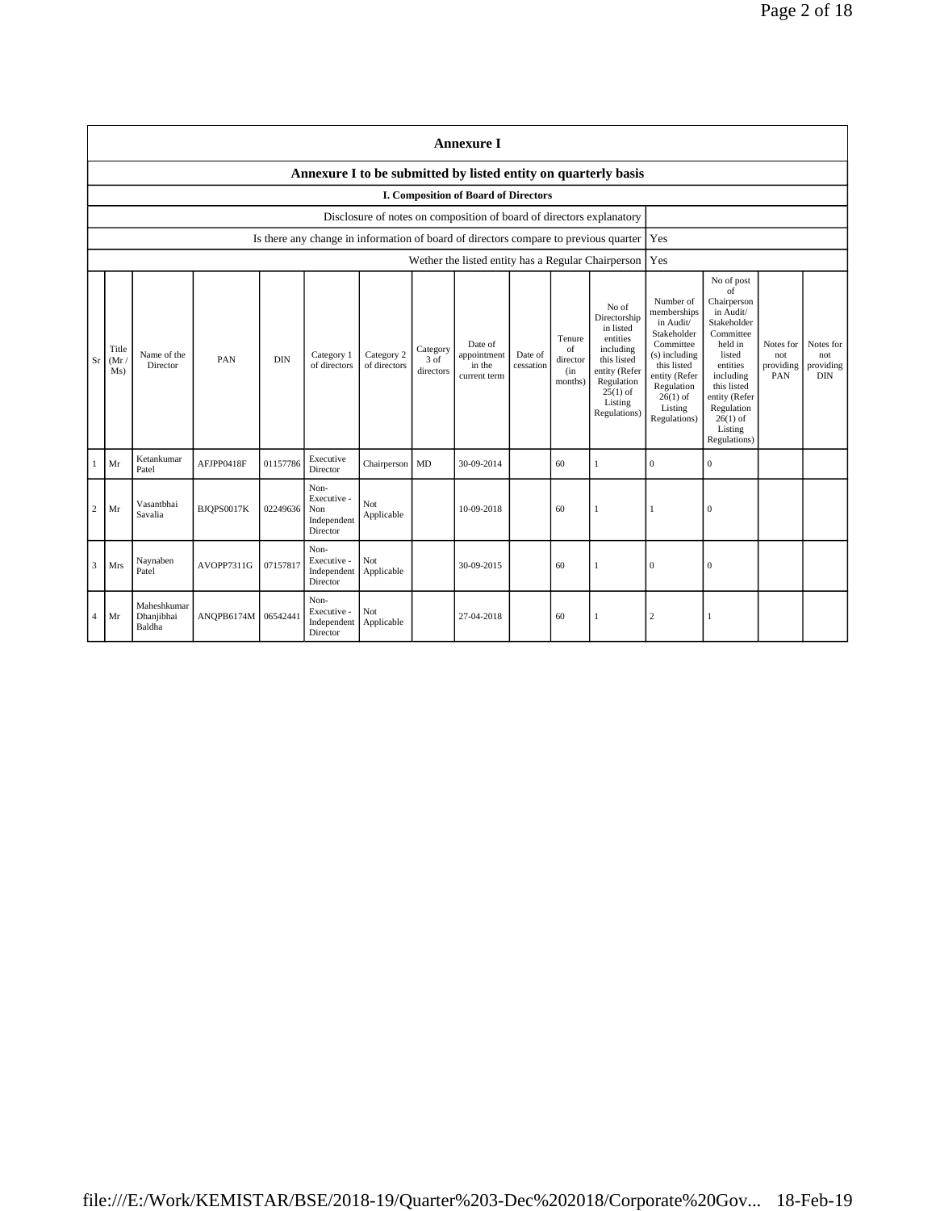# Annexure I

## Annexure I to be submitted by listed entity on quarterly basis

### I. Composition of Board of Directors

| | |
|---|---|
| Disclosure of notes on composition of board of directors explanatory | |
| Is there any change in information of board of directors compare to previous quarter | Yes |
| Wether the listed entity has a Regular Chairperson | Yes |

| Sr | Title (Mr / Ms) | Name of the Director | PAN | DIN | Category 1 of directors | Category 2 of directors | Category 3 of directors | Date of appointment in the current term | Date of cessation | Tenure of director (in months) | No of Directorship in listed entities including this listed entity (Refer Regulation 25(1) of Listing Regulations) | Number of memberships in Audit/ Stakeholder Committee (s) including this listed entity (Refer Regulation 26(1) of Listing Regulations) | No of post of Chairperson in Audit/ Stakeholder Committee held in listed entities including this listed entity (Refer Regulation 26(1) of Listing Regulations) | Notes for not providing PAN | Notes for not providing DIN |
|---|---|---|---|---|---|---|---|---|---|---|---|---|---|---|---|
| 1 | Mr | Ketankumar Patel | AFJPP0418F | 01157786 | Executive Director | Chairperson | MD | 30-09-2014 | | 60 | 1 | 0 | 0 | | |
| 2 | Mr | Vasantbhai Savalia | BJQPS0017K | 02249636 | Non-Executive - Non Independent Director | Not Applicable | | 10-09-2018 | | 60 | 1 | 1 | 0 | | |
| 3 | Mrs | Naynaben Patel | AVOPP7311G | 07157817 | Non-Executive - Independent Director | Not Applicable | | 30-09-2015 | | 60 | 1 | 0 | 0 | | |
| 4 | Mr | Maheshkumar Dhanjibhai Baldha | ANQPB6174M | 06542441 | Non-Executive - Independent Director | Not Applicable | | 27-04-2018 | | 60 | 1 | 2 | 1 | | |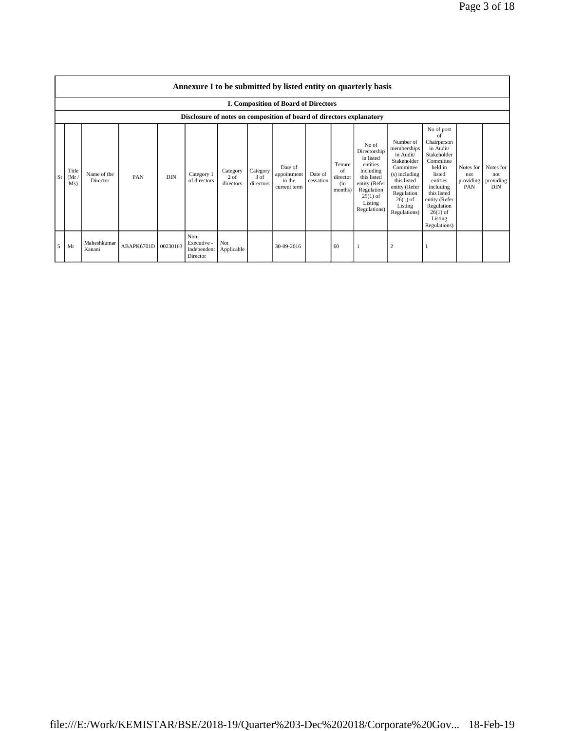| Annexure I to be submitted by listed entity on quarterly basis | | | | | | | | | | | | | | | |
|---|---|---|---|---|---|---|---|---|---|---|---|---|---|---|---|
| I. Composition of Board of Directors | | | | | | | | | | | | | | | |
| Disclosure of notes on composition of board of directors explanatory | | | | | | | | | | | | | | | |
| Sr | Title (Mr / Ms) | Name of the Director | PAN | DIN | Category 1 of directors | Category 2 of directors | Category 3 of directors | Date of appointment in the current term | Date of cessation | Tenure of director (in months) | No of Directorship in listed entities including this listed entity (Refer Regulation 25(1) of Listing Regulations) | Number of memberships in Audit/ Stakeholder Committee (s) including this listed entity (Refer Regulation 26(1) of Listing Regulations) | No of post of Chairperson in Audit/ Stakeholder Committee held in listed entities including this listed entity (Refer Regulation 26(1) of Listing Regulations) | Notes for not providing PAN | Notes for not providing DIN |
| 5 | Mr | Maheshkumar Kanani | ABAPK6701D | 00230163 | Non-Executive - Independent Director | Not Applicable | | 30-09-2016 | | 60 | 1 | 2 | 1 | | |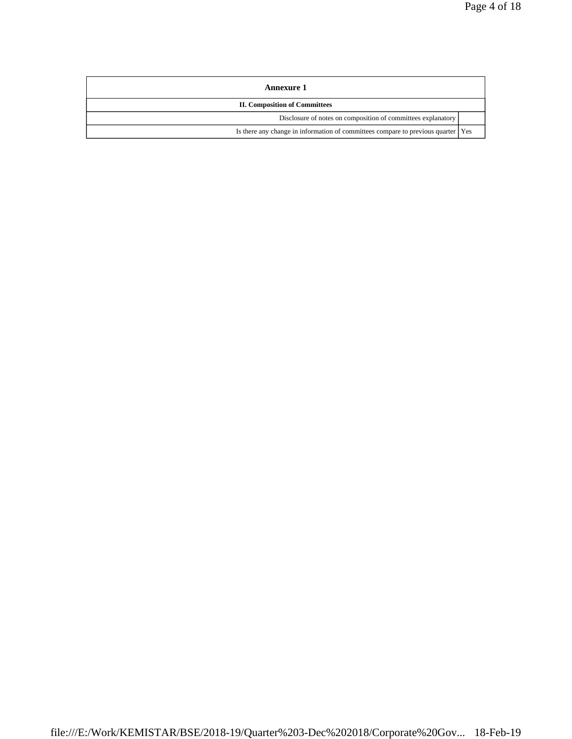| Annexure 1 | |
|---|---|
| **II. Composition of Committees** | |
| Disclosure of notes on composition of committees explanatory | |
| Is there any change in information of committees compare to previous quarter | Yes |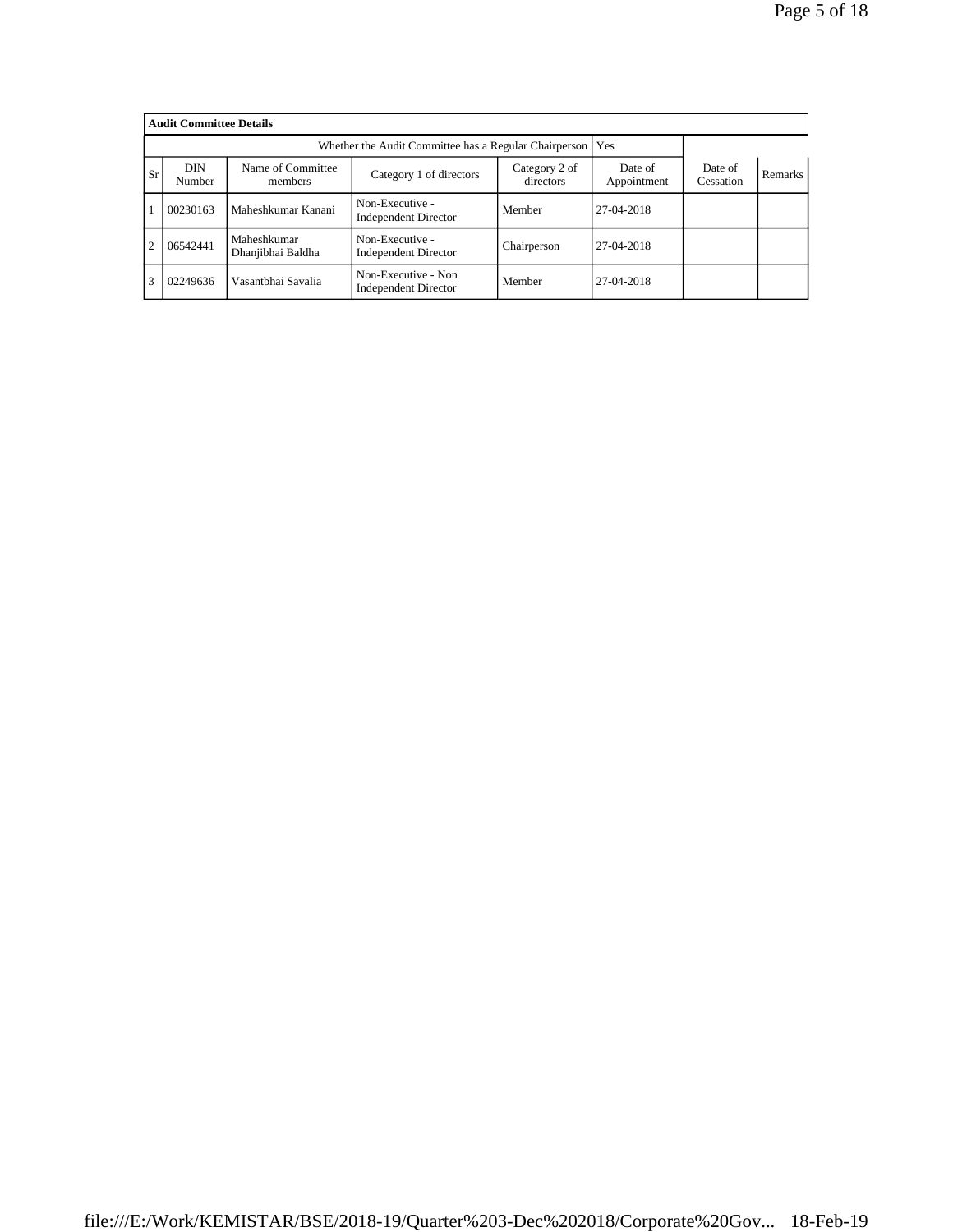**Audit Committee Details**

Whether the Audit Committee has a Regular Chairperson: Yes

| Sr | DIN Number | Name of Committee members | Category 1 of directors | Category 2 of directors | Date of Appointment | Date of Cessation | Remarks |
|---|---|---|---|---|---|---|---|
| 1 | 00230163 | Maheshkumar Kanani | Non-Executive - Independent Director | Member | 27-04-2018 | | |
| 2 | 06542441 | Maheshkumar Dhanjibhai Baldha | Non-Executive - Independent Director | Chairperson | 27-04-2018 | | |
| 3 | 02249636 | Vasantbhai Savalia | Non-Executive - Non Independent Director | Member | 27-04-2018 | | |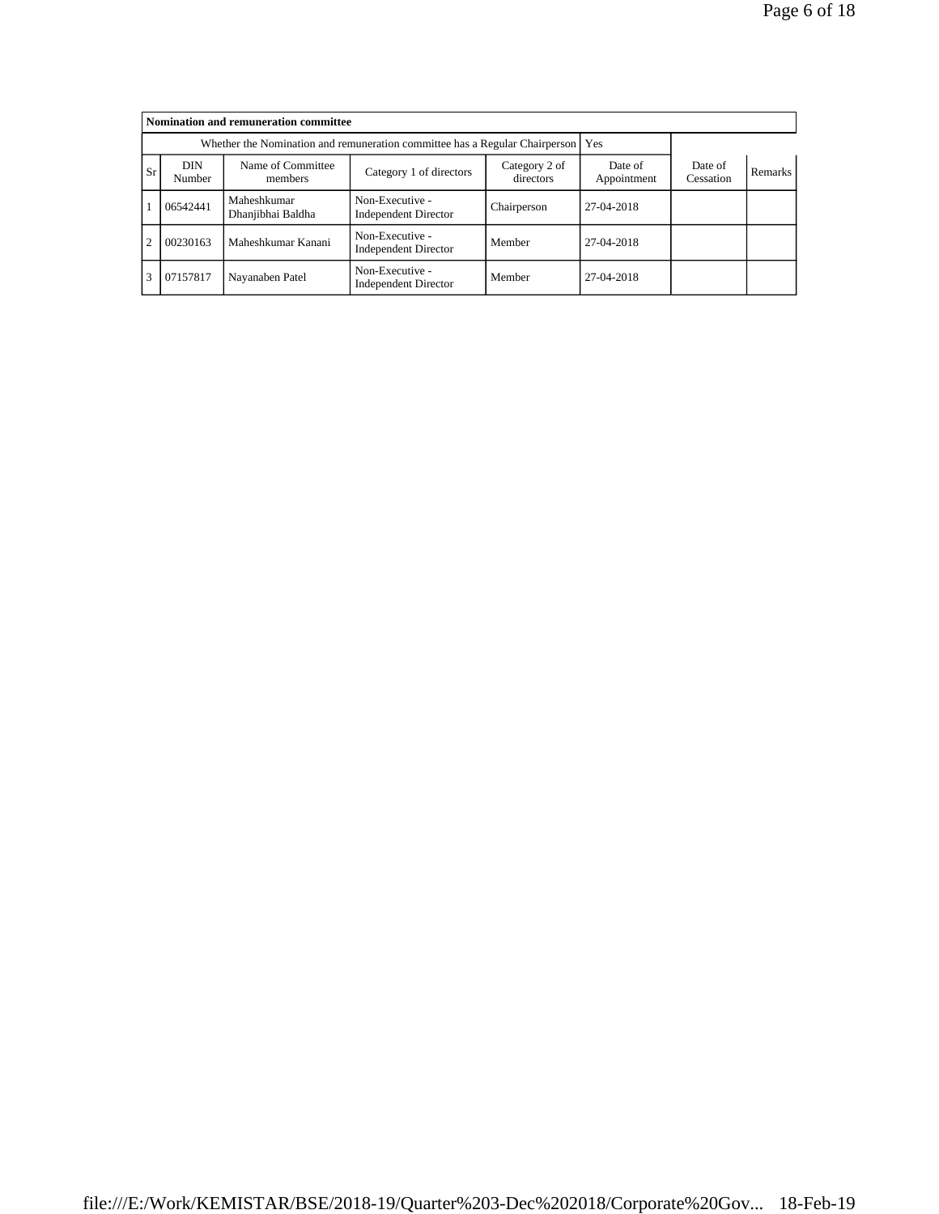| Nomination and remuneration committee | | | | | | | |
|---|---|---|---|---|---|---|---|
| Whether the Nomination and remuneration committee has a Regular Chairperson | | | | | Yes | | |
| Sr | DIN Number | Name of Committee members | Category 1 of directors | Category 2 of directors | Date of Appointment | Date of Cessation | Remarks |
| 1 | 06542441 | Maheshkumar Dhanjibhai Baldha | Non-Executive - Independent Director | Chairperson | 27-04-2018 | | |
| 2 | 00230163 | Maheshkumar Kanani | Non-Executive - Independent Director | Member | 27-04-2018 | | |
| 3 | 07157817 | Nayanaben Patel | Non-Executive - Independent Director | Member | 27-04-2018 | | |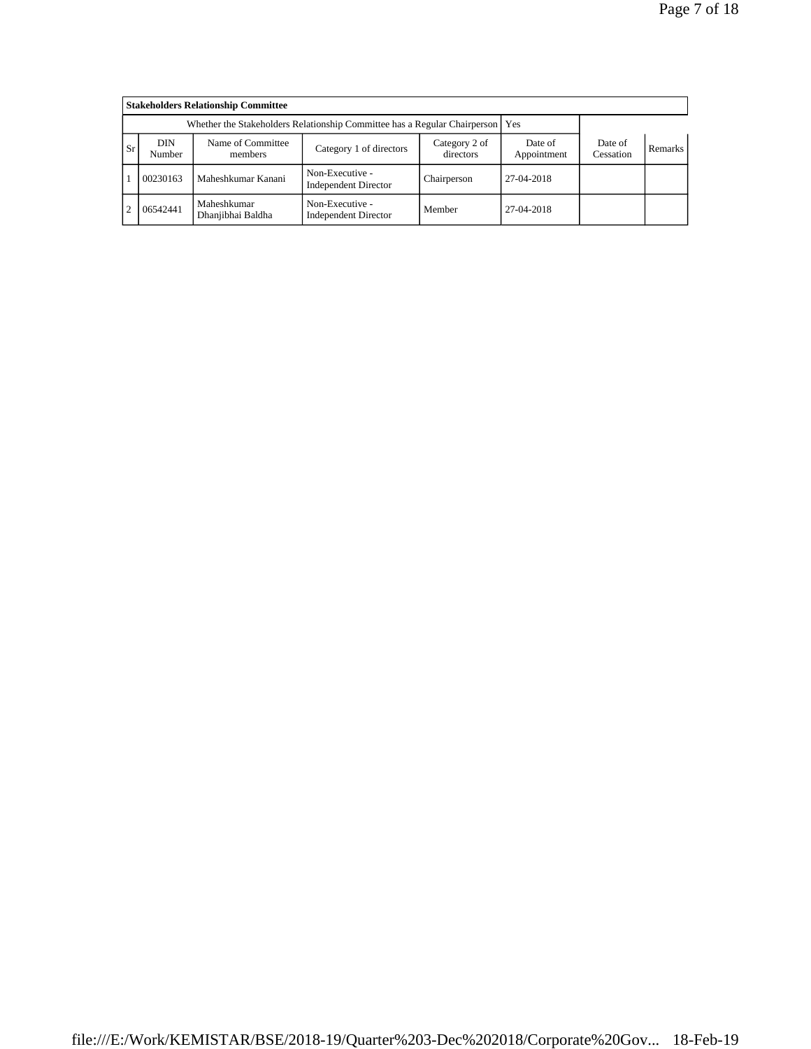| **Stakeholders Relationship Committee** | | | | | | | |
|---|---|---|---|---|---|---|---|
| Whether the Stakeholders Relationship Committee has a Regular Chairperson | | | | | Yes | | |
| Sr | DIN Number | Name of Committee members | Category 1 of directors | Category 2 of directors | Date of Appointment | Date of Cessation | Remarks |
| 1 | 00230163 | Maheshkumar Kanani | Non-Executive - Independent Director | Chairperson | 27-04-2018 | | |
| 2 | 06542441 | Maheshkumar Dhanjibhai Baldha | Non-Executive - Independent Director | Member | 27-04-2018 | | |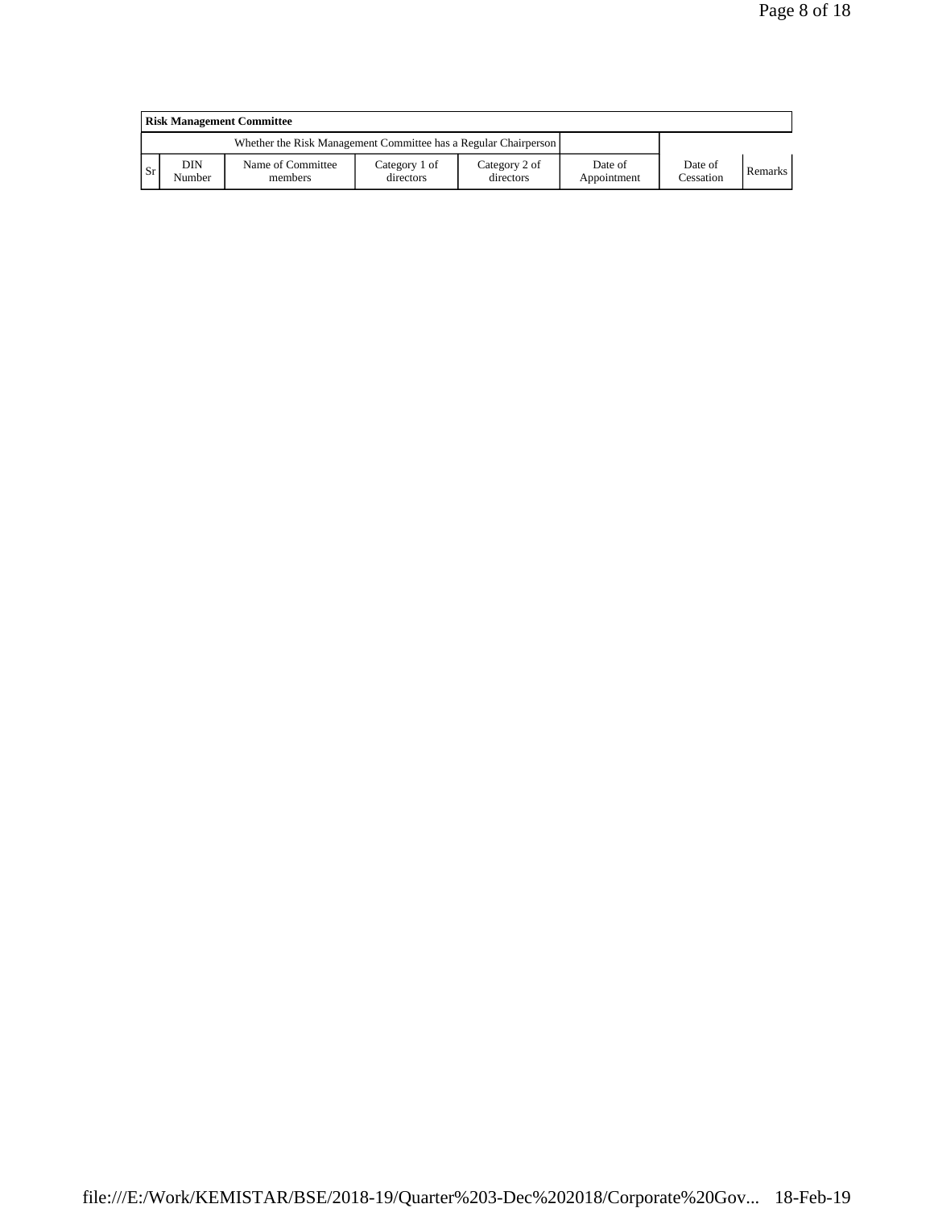**Risk Management Committee**

| Whether the Risk Management Committee has a Regular Chairperson | | | | | | | |
|---|---|---|---|---|---|---|---|
| Sr | DIN Number | Name of Committee members | Category 1 of directors | Category 2 of directors | Date of Appointment | Date of Cessation | Remarks |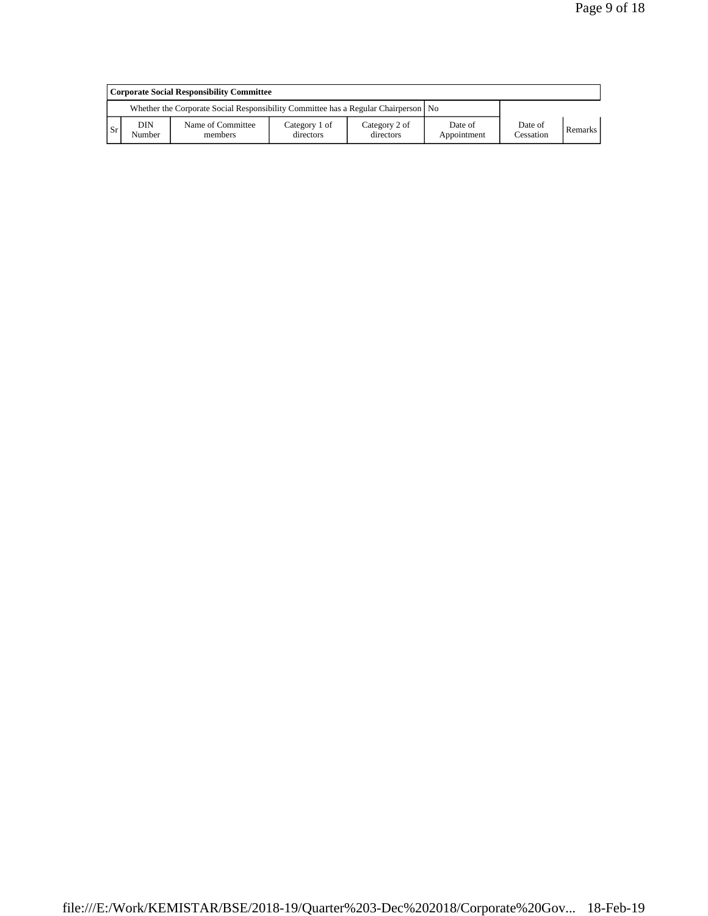| Corporate Social Responsibility Committee | | | | | | | |
|---|---|---|---|---|---|---|---|
| Whether the Corporate Social Responsibility Committee has a Regular Chairperson | | | | | No | | |
| Sr | DIN Number | Name of Committee members | Category 1 of directors | Category 2 of directors | Date of Appointment | Date of Cessation | Remarks |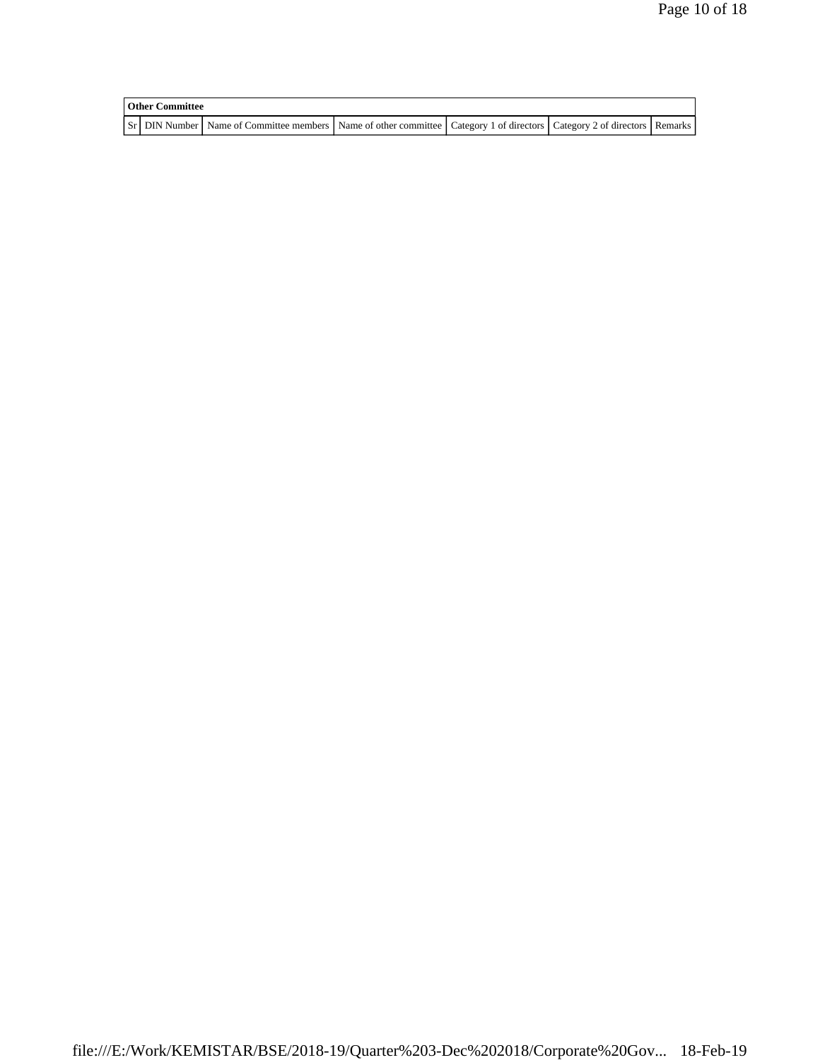| Other Committee | | | | | | |
|---|---|---|---|---|---|---|
| Sr | DIN Number | Name of Committee members | Name of other committee | Category 1 of directors | Category 2 of directors | Remarks |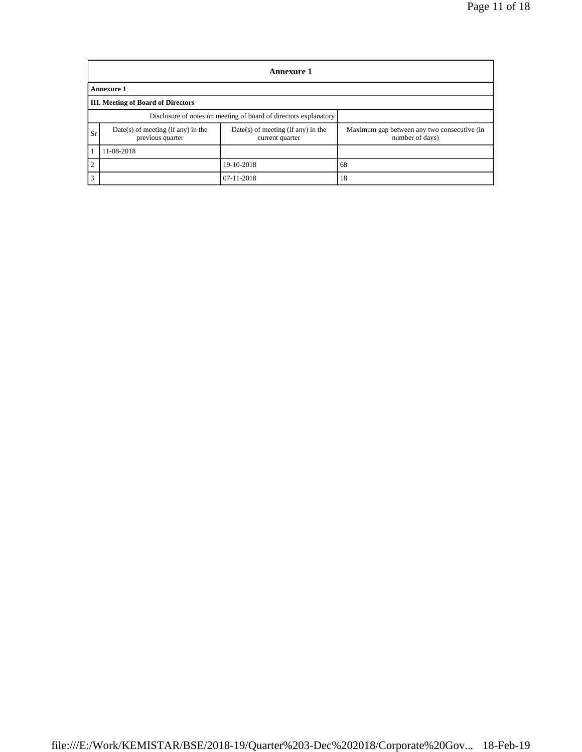## Annexure 1

**Annexure 1**

**III. Meeting of Board of Directors**

| Disclosure of notes on meeting of board of directors explanatory | | | |
|---|---|---|---|
| Sr | Date(s) of meeting (if any) in the previous quarter | Date(s) of meeting (if any) in the current quarter | Maximum gap between any two consecutive (in number of days) |
| 1 | 11-08-2018 | | |
| 2 | | 19-10-2018 | 68 |
| 3 | | 07-11-2018 | 18 |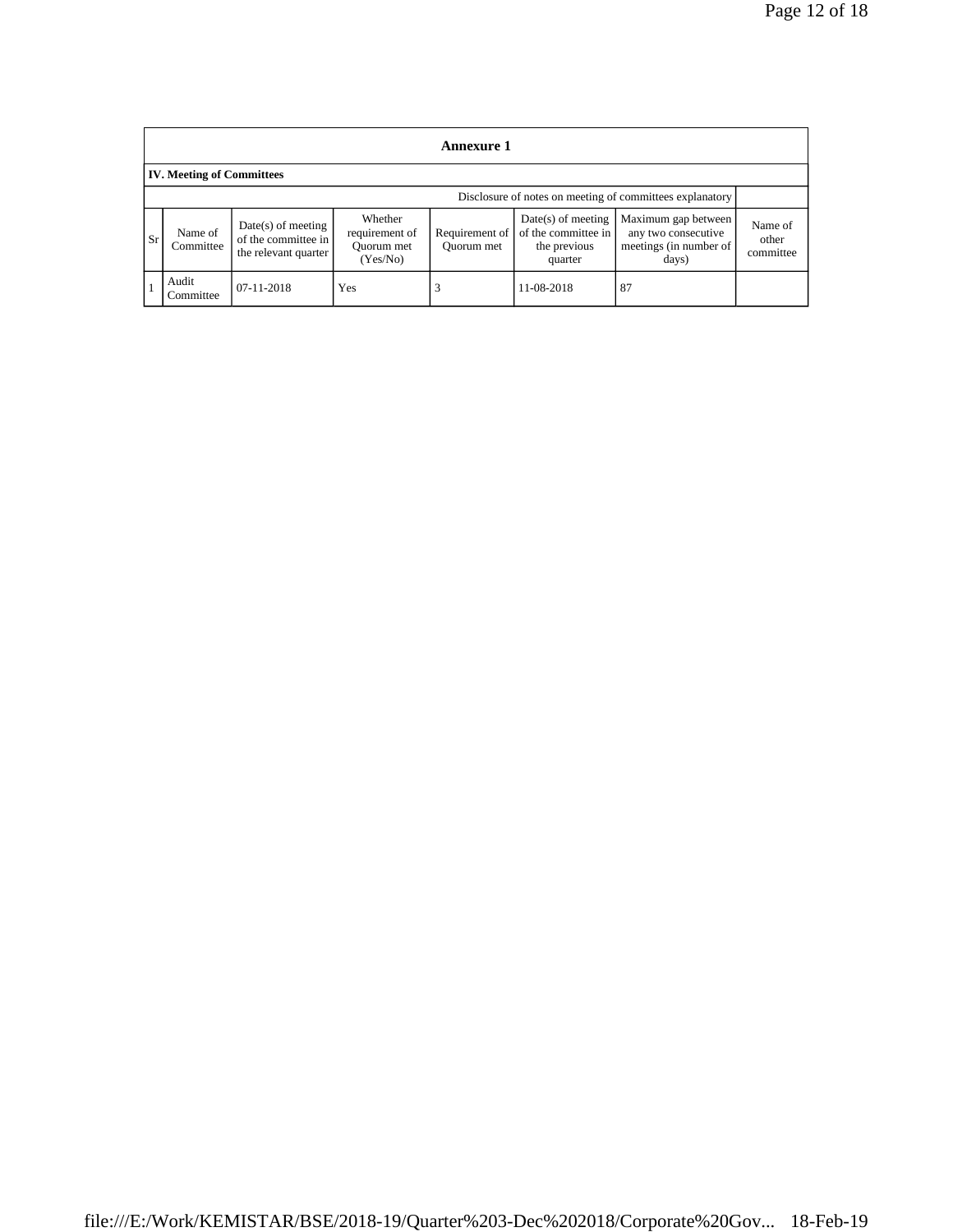## Annexure 1

### IV. Meeting of Committees

| | | | | | | | Disclosure of notes on meeting of committees explanatory |
|---|---|---|---|---|---|---|---|
| Sr | Name of Committee | Date(s) of meeting of the committee in the relevant quarter | Whether requirement of Quorum met (Yes/No) | Requirement of Quorum met | Date(s) of meeting of the committee in the previous quarter | Maximum gap between any two consecutive meetings (in number of days) | Name of other committee |
| 1 | Audit Committee | 07-11-2018 | Yes | 3 | 11-08-2018 | 87 | |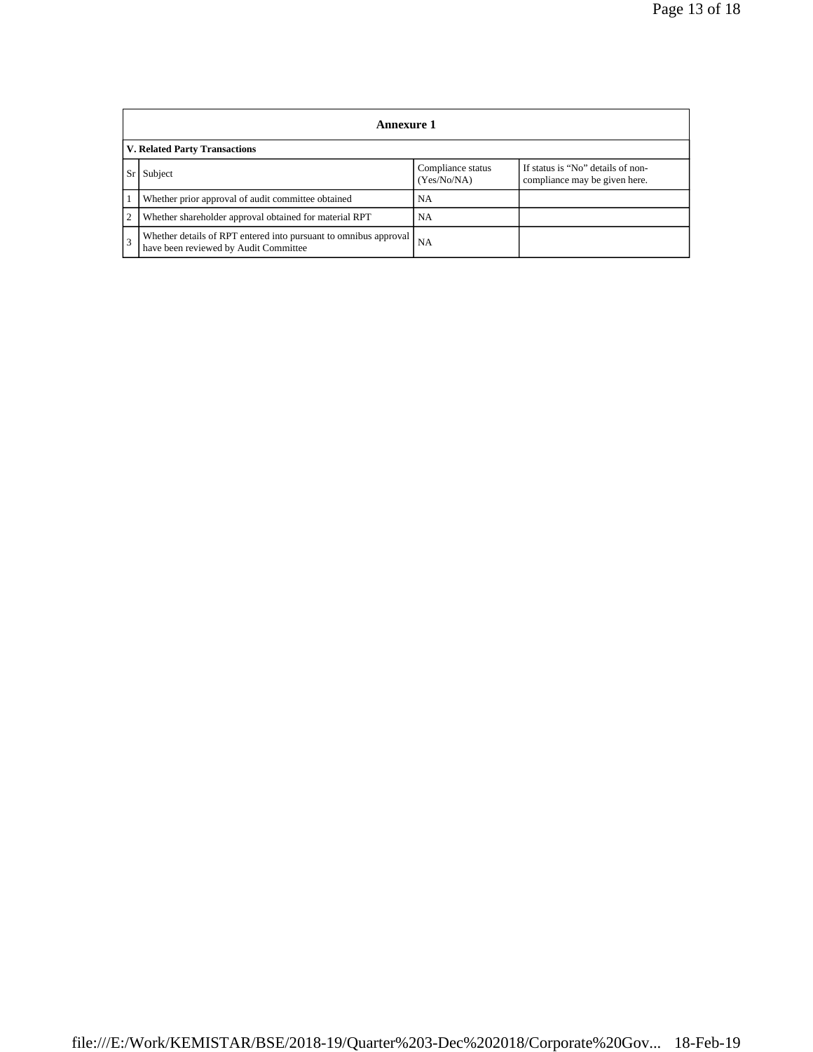## Annexure 1

### V. Related Party Transactions

| Sr | Subject | Compliance status (Yes/No/NA) | If status is "No" details of non-compliance may be given here. |
|---|---|---|---|
| 1 | Whether prior approval of audit committee obtained | NA | |
| 2 | Whether shareholder approval obtained for material RPT | NA | |
| 3 | Whether details of RPT entered into pursuant to omnibus approval have been reviewed by Audit Committee | NA | |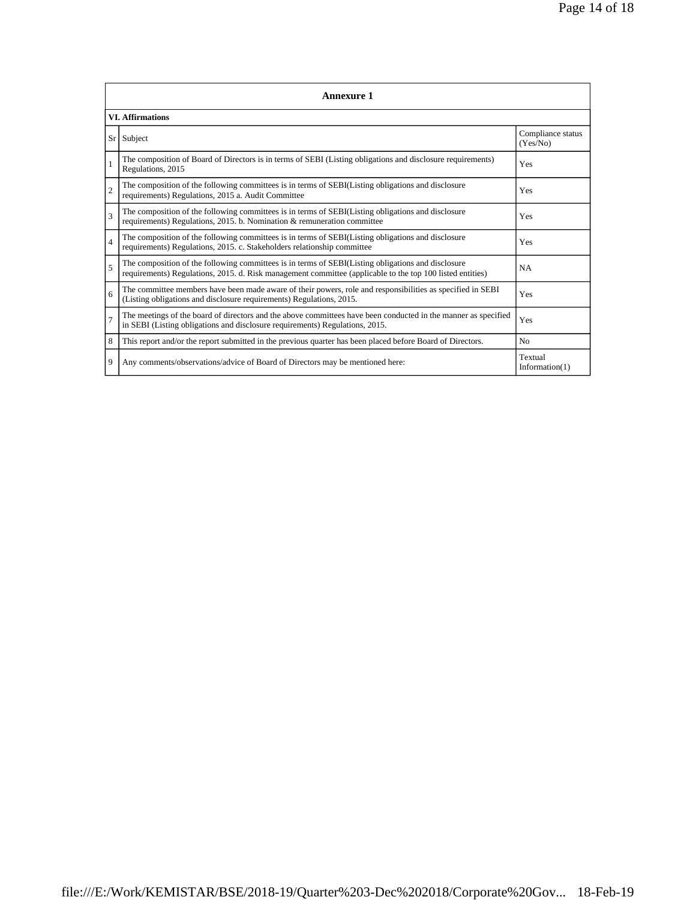| Annexure 1 | | |
|---|---|---|
| **VI. Affirmations** | | |
| Sr | Subject | Compliance status (Yes/No) |
| 1 | The composition of Board of Directors is in terms of SEBI (Listing obligations and disclosure requirements) Regulations, 2015 | Yes |
| 2 | The composition of the following committees is in terms of SEBI(Listing obligations and disclosure requirements) Regulations, 2015 a. Audit Committee | Yes |
| 3 | The composition of the following committees is in terms of SEBI(Listing obligations and disclosure requirements) Regulations, 2015. b. Nomination & remuneration committee | Yes |
| 4 | The composition of the following committees is in terms of SEBI(Listing obligations and disclosure requirements) Regulations, 2015. c. Stakeholders relationship committee | Yes |
| 5 | The composition of the following committees is in terms of SEBI(Listing obligations and disclosure requirements) Regulations, 2015. d. Risk management committee (applicable to the top 100 listed entities) | NA |
| 6 | The committee members have been made aware of their powers, role and responsibilities as specified in SEBI (Listing obligations and disclosure requirements) Regulations, 2015. | Yes |
| 7 | The meetings of the board of directors and the above committees have been conducted in the manner as specified in SEBI (Listing obligations and disclosure requirements) Regulations, 2015. | Yes |
| 8 | This report and/or the report submitted in the previous quarter has been placed before Board of Directors. | No |
| 9 | Any comments/observations/advice of Board of Directors may be mentioned here: | Textual Information(1) |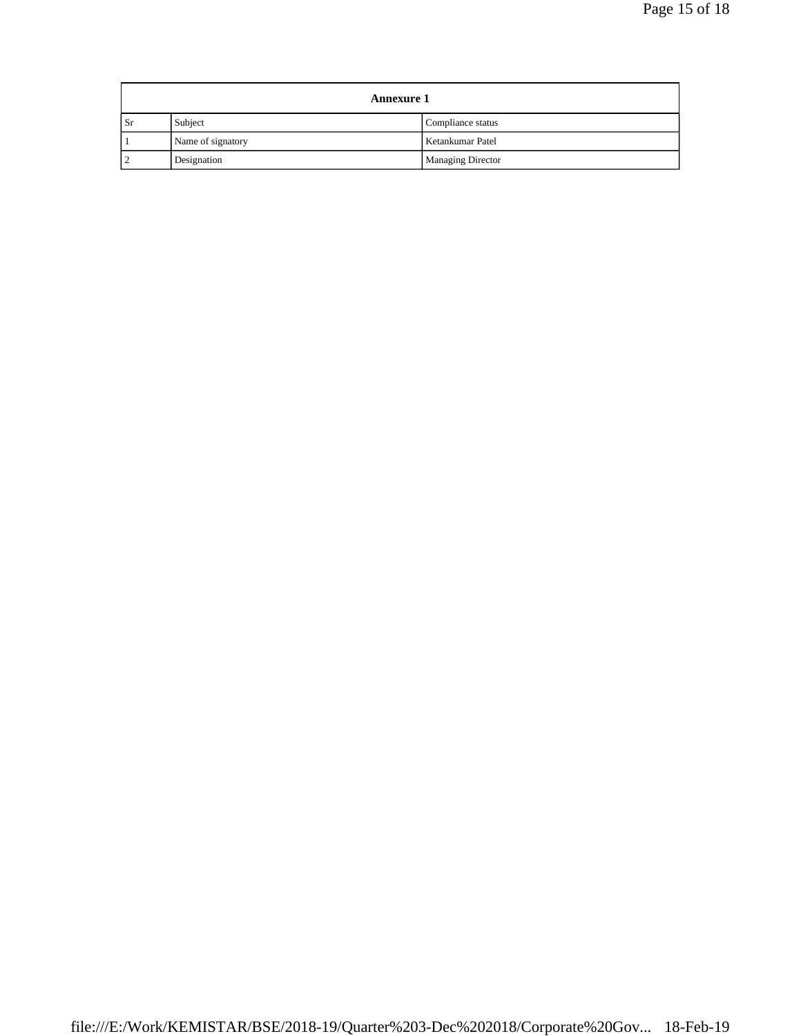| Annexure 1 | | |
|---|---|---|
| Sr | Subject | Compliance status |
| 1 | Name of signatory | Ketankumar Patel |
| 2 | Designation | Managing Director |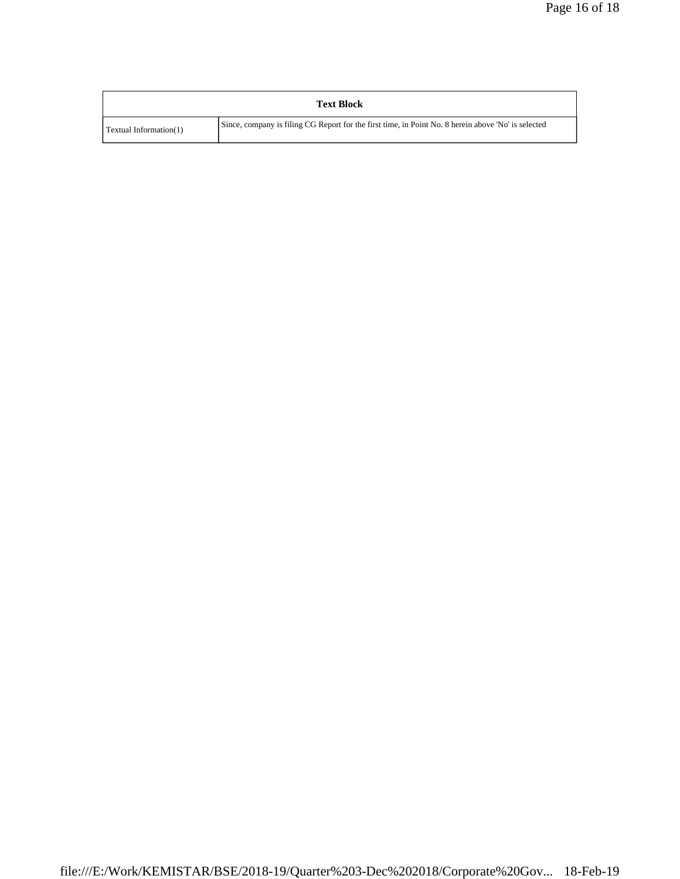| Text Block | |
|---|---|
| Textual Information(1) | Since, company is filing CG Report for the first time, in Point No. 8 herein above 'No' is selected |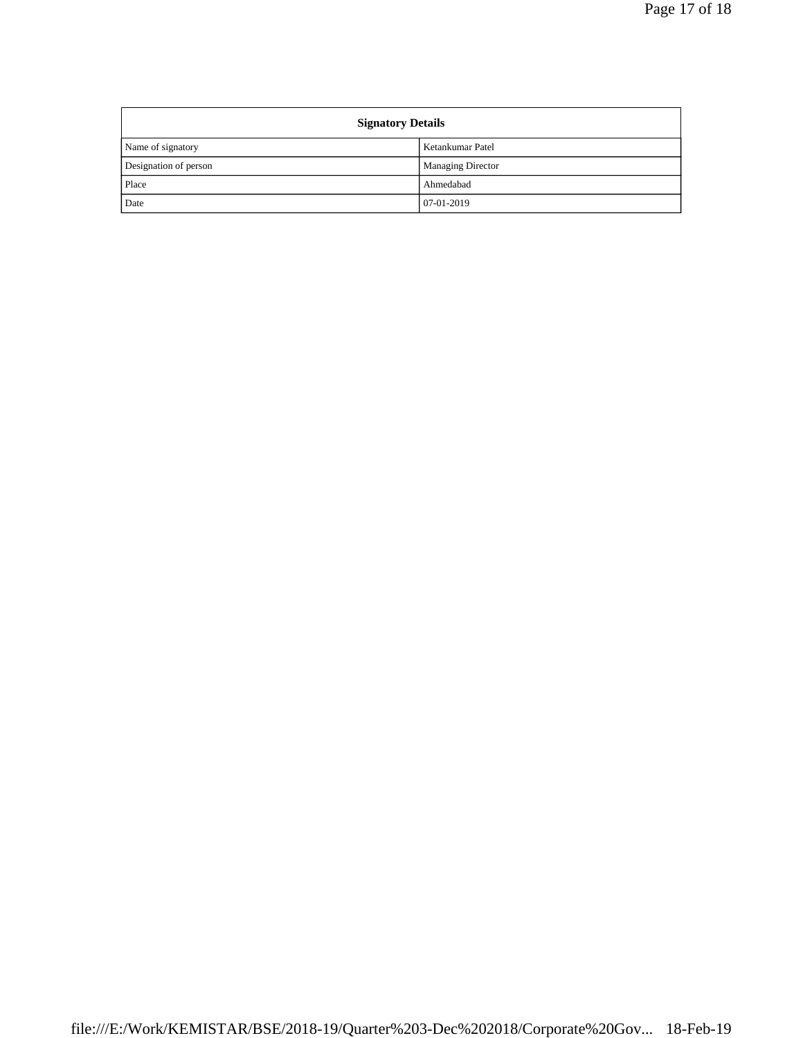| Signatory Details | |
|---|---|
| Name of signatory | Ketankumar Patel |
| Designation of person | Managing Director |
| Place | Ahmedabad |
| Date | 07-01-2019 |